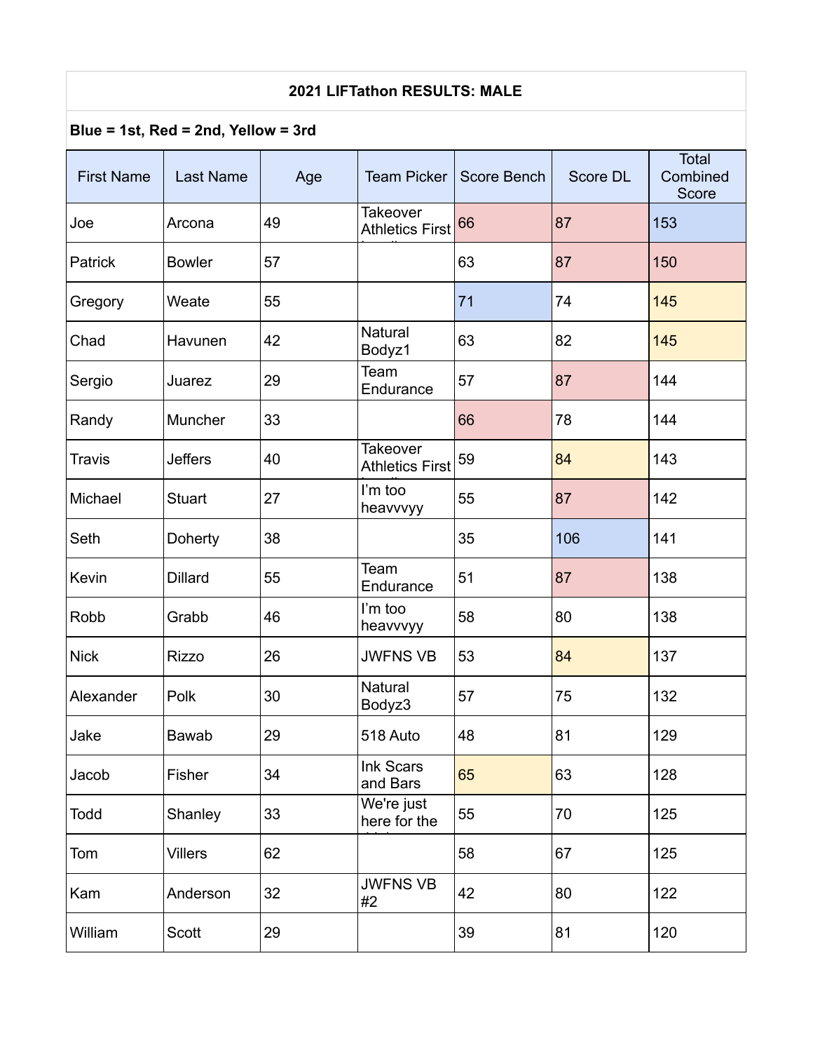# 2021 LIFTathon RESULTS: MALE

**Blue = 1st, Red = 2nd, Yellow = 3rd**

| First Name | Last Name | Age | Team Picker | Score Bench | Score DL | Total Combined Score |
|---|---|---|---|---|---|---|
| Joe | Arcona | 49 | Takeover Athletics First | 66 | 87 | 153 |
| Patrick | Bowler | 57 | | 63 | 87 | 150 |
| Gregory | Weate | 55 | | 71 | 74 | 145 |
| Chad | Havunen | 42 | Natural Bodyz1 | 63 | 82 | 145 |
| Sergio | Juarez | 29 | Team Endurance | 57 | 87 | 144 |
| Randy | Muncher | 33 | | 66 | 78 | 144 |
| Travis | Jeffers | 40 | Takeover Athletics First | 59 | 84 | 143 |
| Michael | Stuart | 27 | I'm too heavvvyy | 55 | 87 | 142 |
| Seth | Doherty | 38 | | 35 | 106 | 141 |
| Kevin | Dillard | 55 | Team Endurance | 51 | 87 | 138 |
| Robb | Grabb | 46 | I'm too heavvvyy | 58 | 80 | 138 |
| Nick | Rizzo | 26 | JWFNS VB | 53 | 84 | 137 |
| Alexander | Polk | 30 | Natural Bodyz3 | 57 | 75 | 132 |
| Jake | Bawab | 29 | 518 Auto | 48 | 81 | 129 |
| Jacob | Fisher | 34 | Ink Scars and Bars | 65 | 63 | 128 |
| Todd | Shanley | 33 | We're just here for the | 55 | 70 | 125 |
| Tom | Villers | 62 | | 58 | 67 | 125 |
| Kam | Anderson | 32 | JWFNS VB #2 | 42 | 80 | 122 |
| William | Scott | 29 | | 39 | 81 | 120 |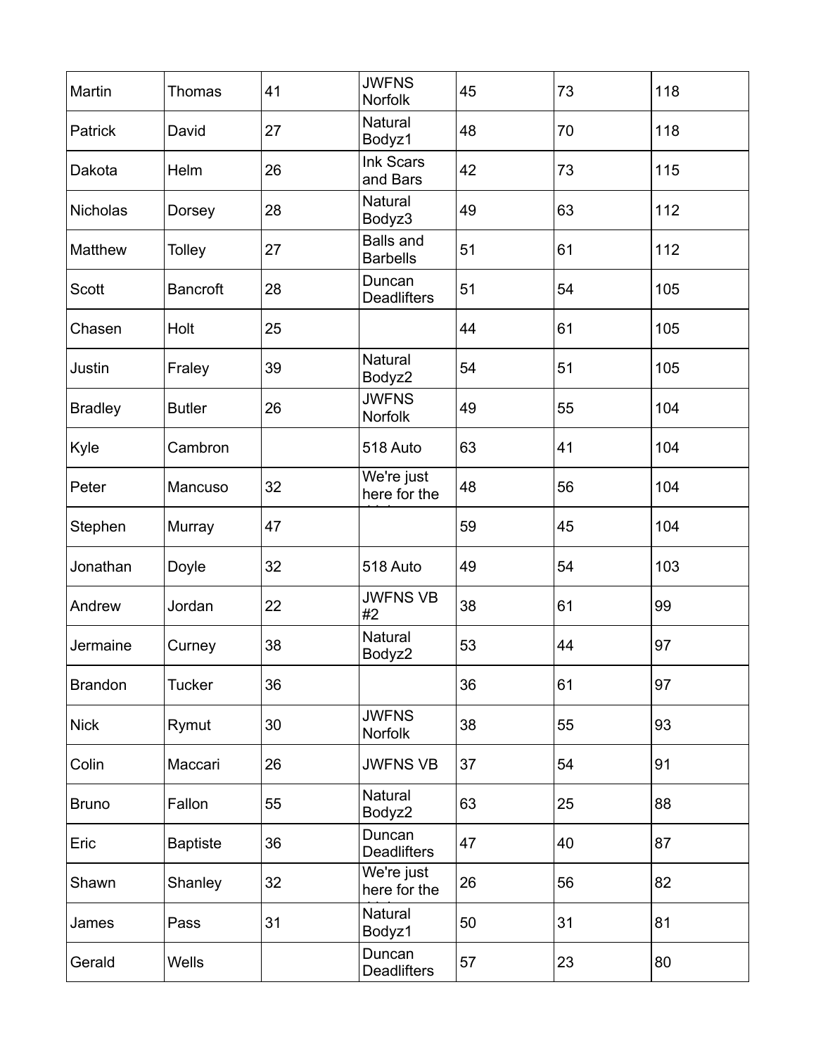| | | | | | | |
|---|---|---|---|---|---|---|
| Martin | Thomas | 41 | JWFNS Norfolk | 45 | 73 | 118 |
| Patrick | David | 27 | Natural Bodyz1 | 48 | 70 | 118 |
| Dakota | Helm | 26 | Ink Scars and Bars | 42 | 73 | 115 |
| Nicholas | Dorsey | 28 | Natural Bodyz3 | 49 | 63 | 112 |
| Matthew | Tolley | 27 | Balls and Barbells | 51 | 61 | 112 |
| Scott | Bancroft | 28 | Duncan Deadlifters | 51 | 54 | 105 |
| Chasen | Holt | 25 | | 44 | 61 | 105 |
| Justin | Fraley | 39 | Natural Bodyz2 | 54 | 51 | 105 |
| Bradley | Butler | 26 | JWFNS Norfolk | 49 | 55 | 104 |
| Kyle | Cambron | | 518 Auto | 63 | 41 | 104 |
| Peter | Mancuso | 32 | We're just here for the | 48 | 56 | 104 |
| Stephen | Murray | 47 | | 59 | 45 | 104 |
| Jonathan | Doyle | 32 | 518 Auto | 49 | 54 | 103 |
| Andrew | Jordan | 22 | JWFNS VB #2 | 38 | 61 | 99 |
| Jermaine | Curney | 38 | Natural Bodyz2 | 53 | 44 | 97 |
| Brandon | Tucker | 36 | | 36 | 61 | 97 |
| Nick | Rymut | 30 | JWFNS Norfolk | 38 | 55 | 93 |
| Colin | Maccari | 26 | JWFNS VB | 37 | 54 | 91 |
| Bruno | Fallon | 55 | Natural Bodyz2 | 63 | 25 | 88 |
| Eric | Baptiste | 36 | Duncan Deadlifters | 47 | 40 | 87 |
| Shawn | Shanley | 32 | We're just here for the | 26 | 56 | 82 |
| James | Pass | 31 | Natural Bodyz1 | 50 | 31 | 81 |
| Gerald | Wells | | Duncan Deadlifters | 57 | 23 | 80 |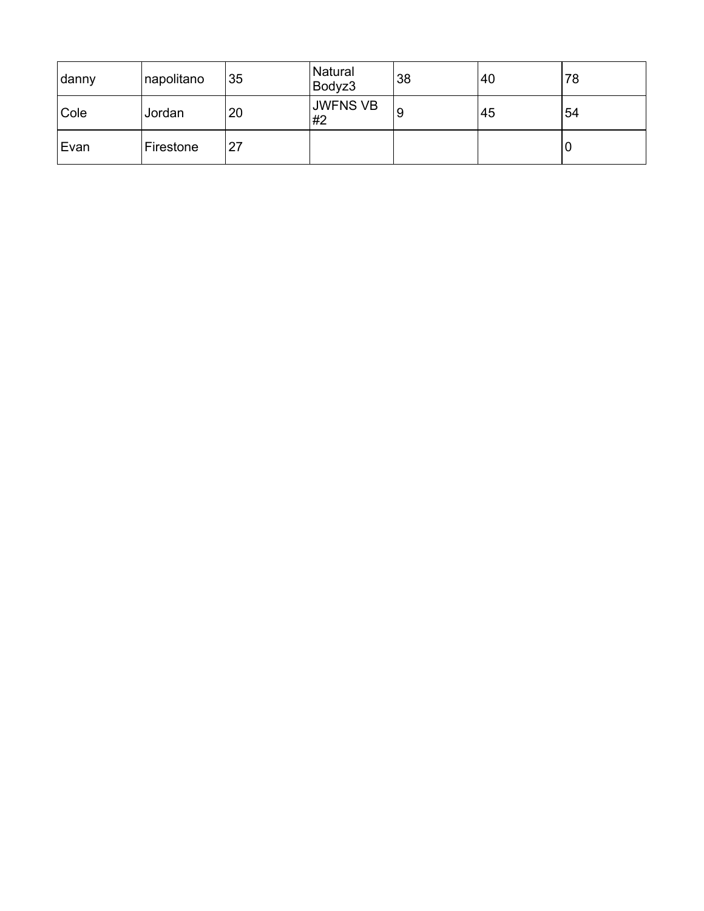| | | | | | | |
|---|---|---|---|---|---|---|
| danny | napolitano | 35 | Natural Bodyz3 | 38 | 40 | 78 |
| Cole | Jordan | 20 | JWFNS VB #2 | 9 | 45 | 54 |
| Evan | Firestone | 27 | | | | 0 |